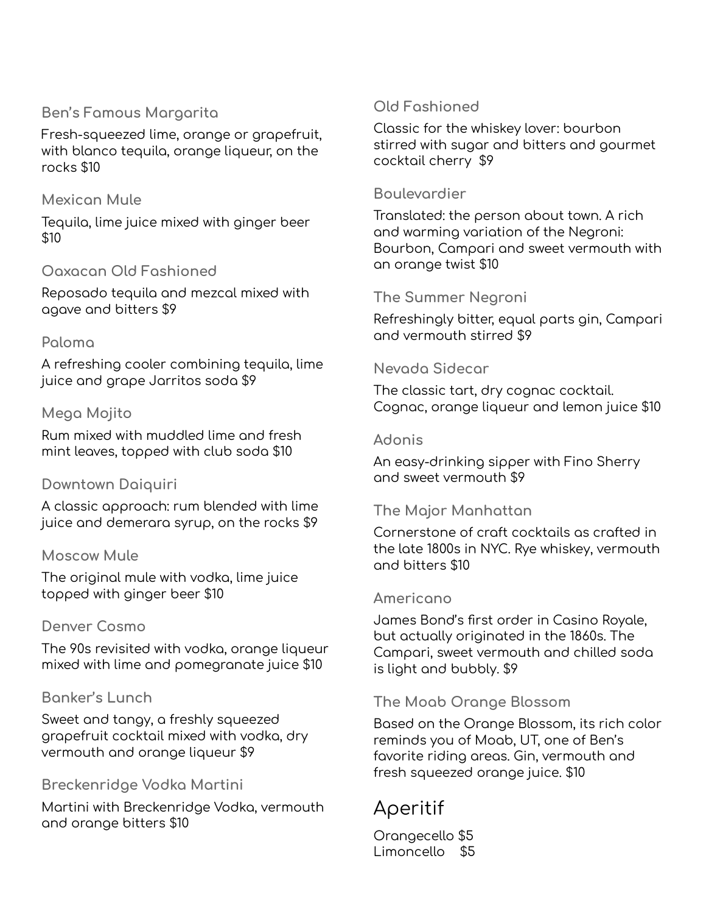### Ben's Famous Margarita

Fresh-squeezed lime, orange or grapefruit, with blanco tequila, orange liqueur, on the rocks $10

### Mexican Mule

Tequila, lime juice mixed with ginger beer $10

### Oaxacan Old Fashioned

Reposado tequila and mezcal mixed with agave and bitters $9

### Paloma

A refreshing cooler combining tequila, lime juice and grape Jarritos soda $9

### Mega Mojito

Rum mixed with muddled lime and fresh mint leaves, topped with club soda $10

### Downtown Daiquiri

A classic approach: rum blended with lime juice and demerara syrup, on the rocks $9

### Moscow Mule

The original mule with vodka, lime juice topped with ginger beer $10

### Denver Cosmo

The 90s revisited with vodka, orange liqueur mixed with lime and pomegranate juice $10

### Banker's Lunch

Sweet and tangy, a freshly squeezed grapefruit cocktail mixed with vodka, dry vermouth and orange liqueur $9

### Breckenridge Vodka Martini

Martini with Breckenridge Vodka, vermouth and orange bitters $10

### Old Fashioned

Classic for the whiskey lover: bourbon stirred with sugar and bitters and gourmet cocktail cherry $9

### Boulevardier

Translated: the person about town. A rich and warming variation of the Negroni: Bourbon, Campari and sweet vermouth with an orange twist $10

### The Summer Negroni

Refreshingly bitter, equal parts gin, Campari and vermouth stirred $9

### Nevada Sidecar

The classic tart, dry cognac cocktail. Cognac, orange liqueur and lemon juice $10

### Adonis

An easy-drinking sipper with Fino Sherry and sweet vermouth $9

### The Major Manhattan

Cornerstone of craft cocktails as crafted in the late 1800s in NYC. Rye whiskey, vermouth and bitters $10

### Americano

James Bond's first order in Casino Royale, but actually originated in the 1860s. The Campari, sweet vermouth and chilled soda is light and bubbly. $9

### The Moab Orange Blossom

Based on the Orange Blossom, its rich color reminds you of Moab, UT, one of Ben's favorite riding areas. Gin, vermouth and fresh squeezed orange juice. $10

## Aperitif

Orangecello $5
Limoncello $5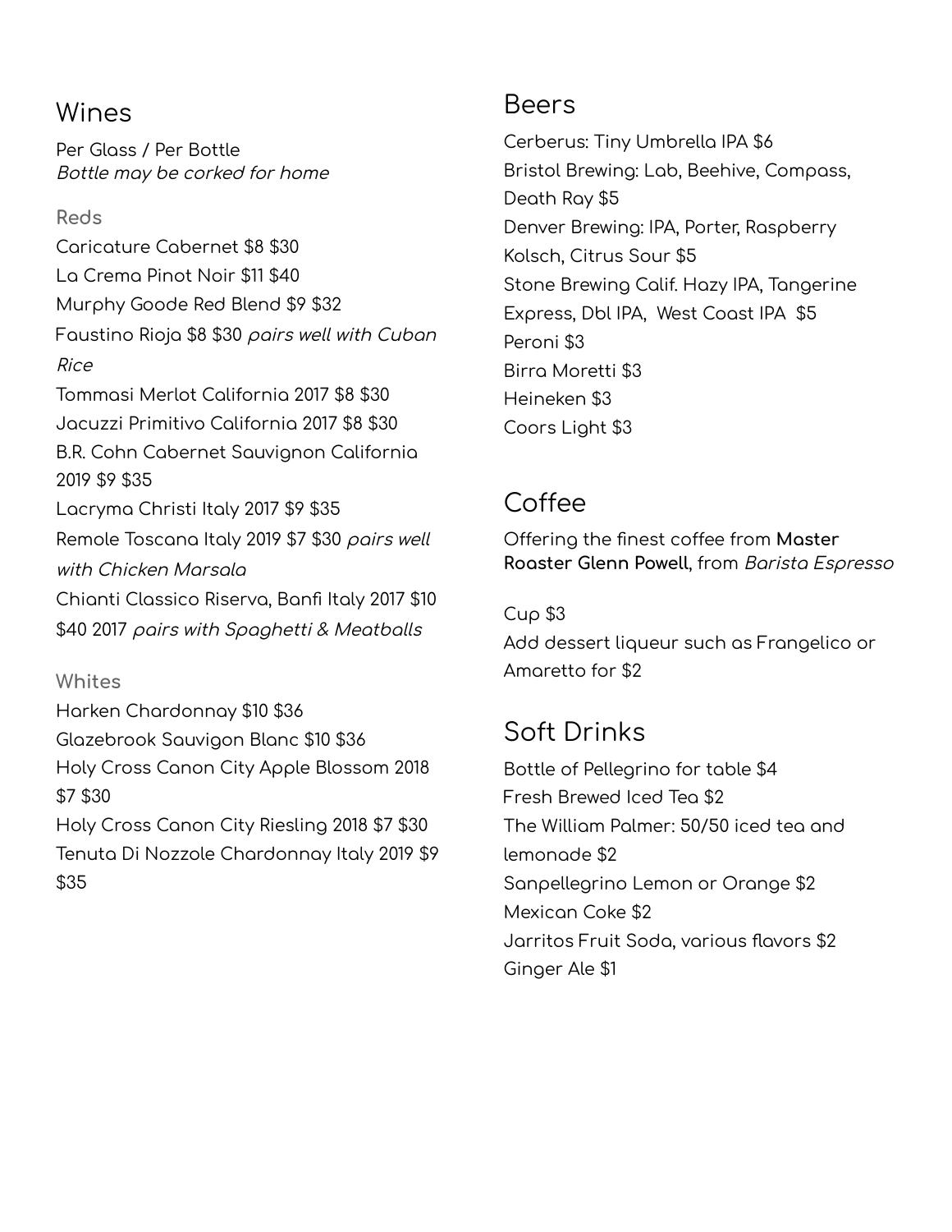## Wines

Per Glass / Per Bottle
*Bottle may be corked for home*

### Reds

Caricature Cabernet $8 $30
La Crema Pinot Noir $11 $40
Murphy Goode Red Blend $9 $32
Faustino Rioja $8 $30 *pairs well with Cuban Rice*
Tommasi Merlot California 2017 $8 $30
Jacuzzi Primitivo California 2017 $8 $30
B.R. Cohn Cabernet Sauvignon California 2019 $9 $35
Lacryma Christi Italy 2017 $9 $35
Remole Toscana Italy 2019 $7 $30 *pairs well with Chicken Marsala*
Chianti Classico Riserva, Banfi Italy 2017 $10 $40 2017 *pairs with Spaghetti & Meatballs*

### Whites

Harken Chardonnay $10 $36
Glazebrook Sauvigon Blanc $10 $36
Holy Cross Canon City Apple Blossom 2018 $7 $30
Holy Cross Canon City Riesling 2018 $7 $30
Tenuta Di Nozzole Chardonnay Italy 2019 $9 $35

## Beers

Cerberus: Tiny Umbrella IPA $6
Bristol Brewing: Lab, Beehive, Compass, Death Ray $5
Denver Brewing: IPA, Porter, Raspberry Kolsch, Citrus Sour $5
Stone Brewing Calif. Hazy IPA, Tangerine Express, Dbl IPA, West Coast IPA $5
Peroni $3
Birra Moretti $3
Heineken $3
Coors Light $3

## Coffee

Offering the finest coffee from **Master Roaster Glenn Powell**, from *Barista Espresso*

Cup $3
Add dessert liqueur such as Frangelico or Amaretto for $2

## Soft Drinks

Bottle of Pellegrino for table $4
Fresh Brewed Iced Tea $2
The William Palmer: 50/50 iced tea and lemonade $2
Sanpellegrino Lemon or Orange $2
Mexican Coke $2
Jarritos Fruit Soda, various flavors $2
Ginger Ale $1